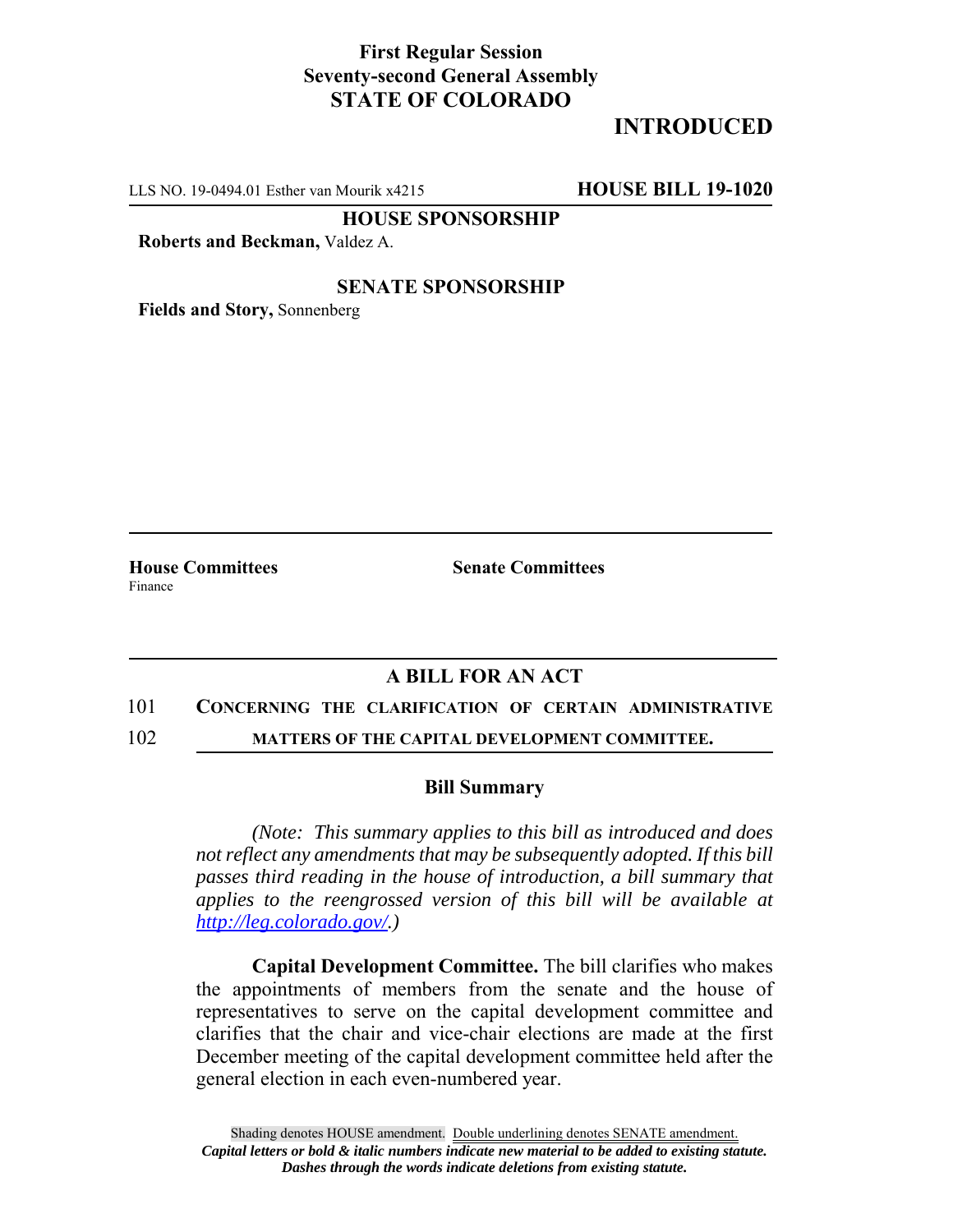**First Regular Session**
**Seventy-second General Assembly**
**STATE OF COLORADO**

**INTRODUCED**

LLS NO. 19-0494.01 Esther van Mourik x4215 **HOUSE BILL 19-1020**

**HOUSE SPONSORSHIP**

**Roberts and Beckman,** Valdez A.

**SENATE SPONSORSHIP**

**Fields and Story,** Sonnenberg

**House Committees**
Finance

**Senate Committees**

## A BILL FOR AN ACT

101 **CONCERNING THE CLARIFICATION OF CERTAIN ADMINISTRATIVE**
102 **MATTERS OF THE CAPITAL DEVELOPMENT COMMITTEE.**

### Bill Summary

*(Note: This summary applies to this bill as introduced and does not reflect any amendments that may be subsequently adopted. If this bill passes third reading in the house of introduction, a bill summary that applies to the reengrossed version of this bill will be available at http://leg.colorado.gov/.)*

**Capital Development Committee.** The bill clarifies who makes the appointments of members from the senate and the house of representatives to serve on the capital development committee and clarifies that the chair and vice-chair elections are made at the first December meeting of the capital development committee held after the general election in each even-numbered year.

Shading denotes HOUSE amendment. Double underlining denotes SENATE amendment.
***Capital letters or bold & italic numbers indicate new material to be added to existing statute.***
***Dashes through the words indicate deletions from existing statute.***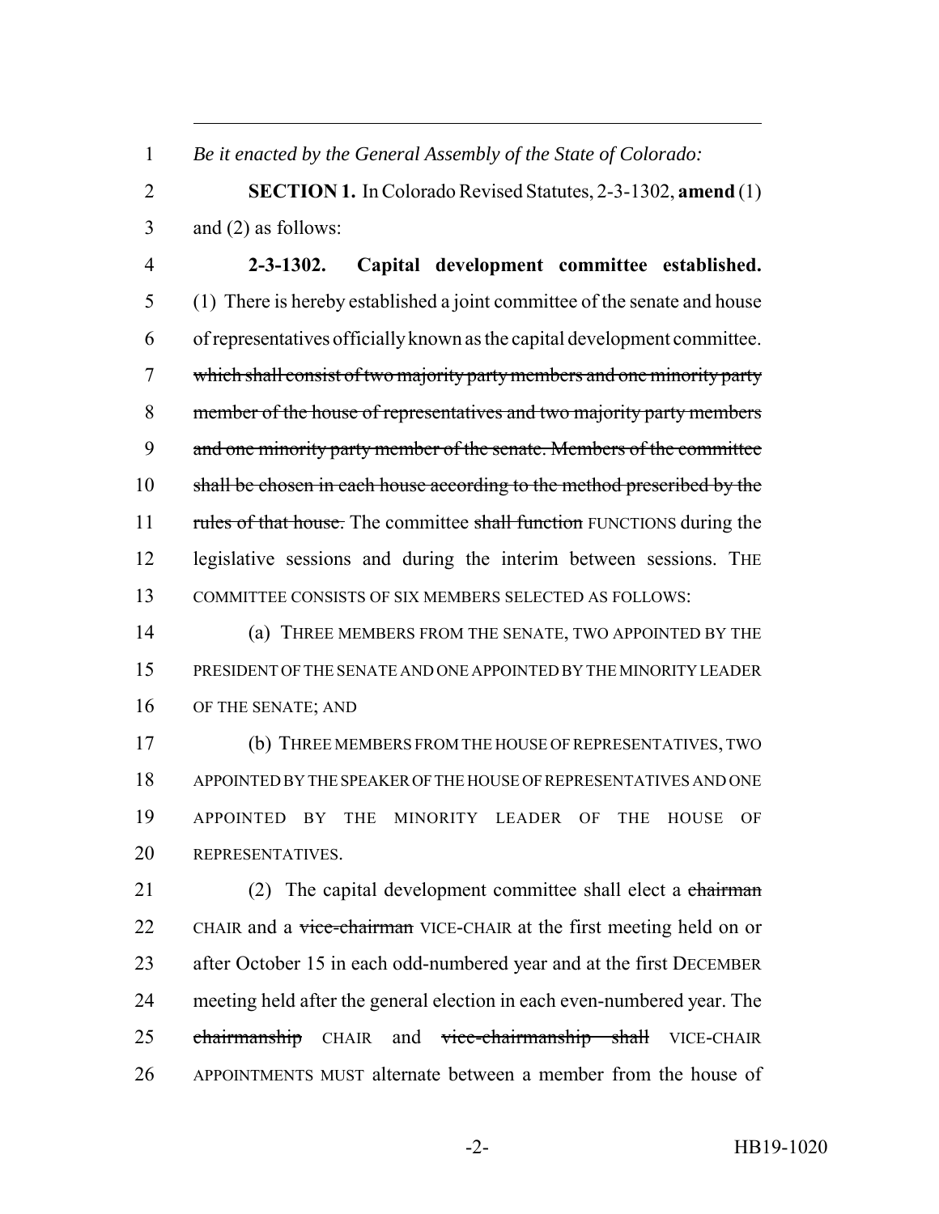*Be it enacted by the General Assembly of the State of Colorado:*

**SECTION 1.** In Colorado Revised Statutes, 2-3-1302, **amend** (1) and (2) as follows:

**2-3-1302. Capital development committee established.** (1) There is hereby established a joint committee of the senate and house of representatives officially known as the capital development committee. ~~which shall consist of two majority party members and one minority party member of the house of representatives and two majority party members and one minority party member of the senate. Members of the committee shall be chosen in each house according to the method prescribed by the rules of that house.~~ The committee ~~shall function~~ FUNCTIONS during the legislative sessions and during the interim between sessions. THE COMMITTEE CONSISTS OF SIX MEMBERS SELECTED AS FOLLOWS:

(a) THREE MEMBERS FROM THE SENATE, TWO APPOINTED BY THE PRESIDENT OF THE SENATE AND ONE APPOINTED BY THE MINORITY LEADER OF THE SENATE; AND

(b) THREE MEMBERS FROM THE HOUSE OF REPRESENTATIVES, TWO APPOINTED BY THE SPEAKER OF THE HOUSE OF REPRESENTATIVES AND ONE APPOINTED BY THE MINORITY LEADER OF THE HOUSE OF REPRESENTATIVES.

(2) The capital development committee shall elect a ~~chairman~~ CHAIR and a ~~vice-chairman~~ VICE-CHAIR at the first meeting held on or after October 15 in each odd-numbered year and at the first DECEMBER meeting held after the general election in each even-numbered year. The ~~chairmanship~~ CHAIR and ~~vice-chairmanship shall~~ VICE-CHAIR APPOINTMENTS MUST alternate between a member from the house of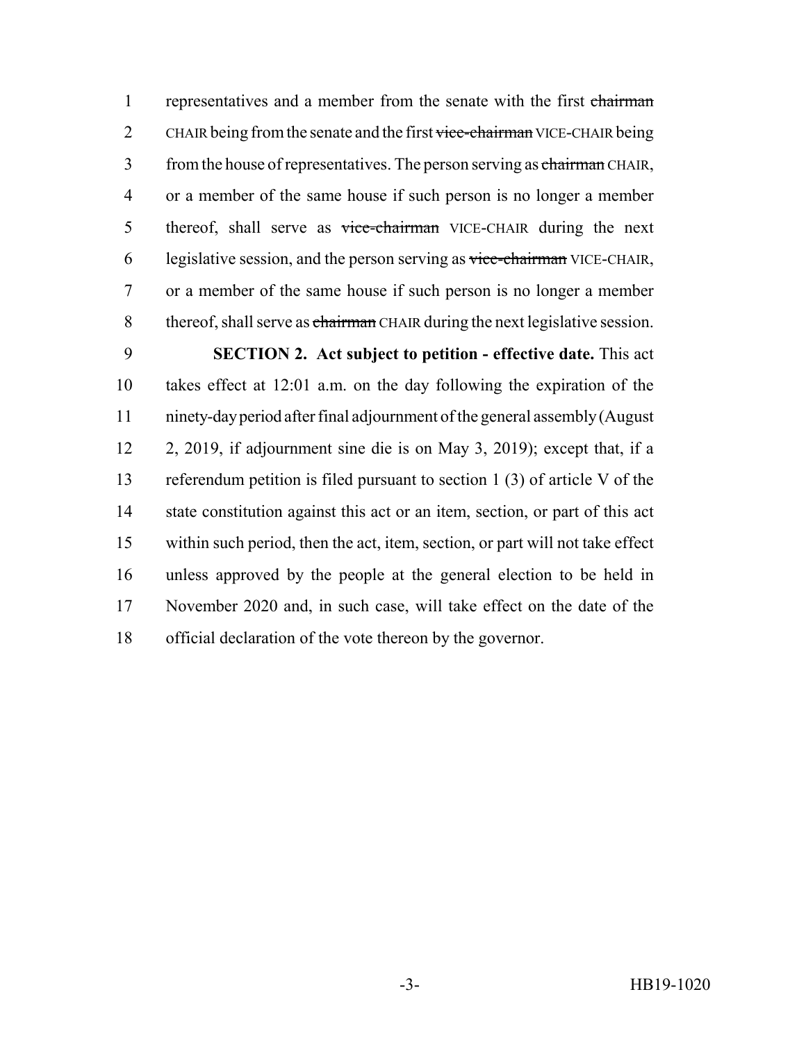representatives and a member from the senate with the first ~~chairman~~ CHAIR being from the senate and the first ~~vice-chairman~~ VICE-CHAIR being from the house of representatives. The person serving as ~~chairman~~ CHAIR, or a member of the same house if such person is no longer a member thereof, shall serve as ~~vice-chairman~~ VICE-CHAIR during the next legislative session, and the person serving as ~~vice-chairman~~ VICE-CHAIR, or a member of the same house if such person is no longer a member thereof, shall serve as ~~chairman~~ CHAIR during the next legislative session.

**SECTION 2. Act subject to petition - effective date.** This act takes effect at 12:01 a.m. on the day following the expiration of the ninety-day period after final adjournment of the general assembly (August 2, 2019, if adjournment sine die is on May 3, 2019); except that, if a referendum petition is filed pursuant to section 1 (3) of article V of the state constitution against this act or an item, section, or part of this act within such period, then the act, item, section, or part will not take effect unless approved by the people at the general election to be held in November 2020 and, in such case, will take effect on the date of the official declaration of the vote thereon by the governor.